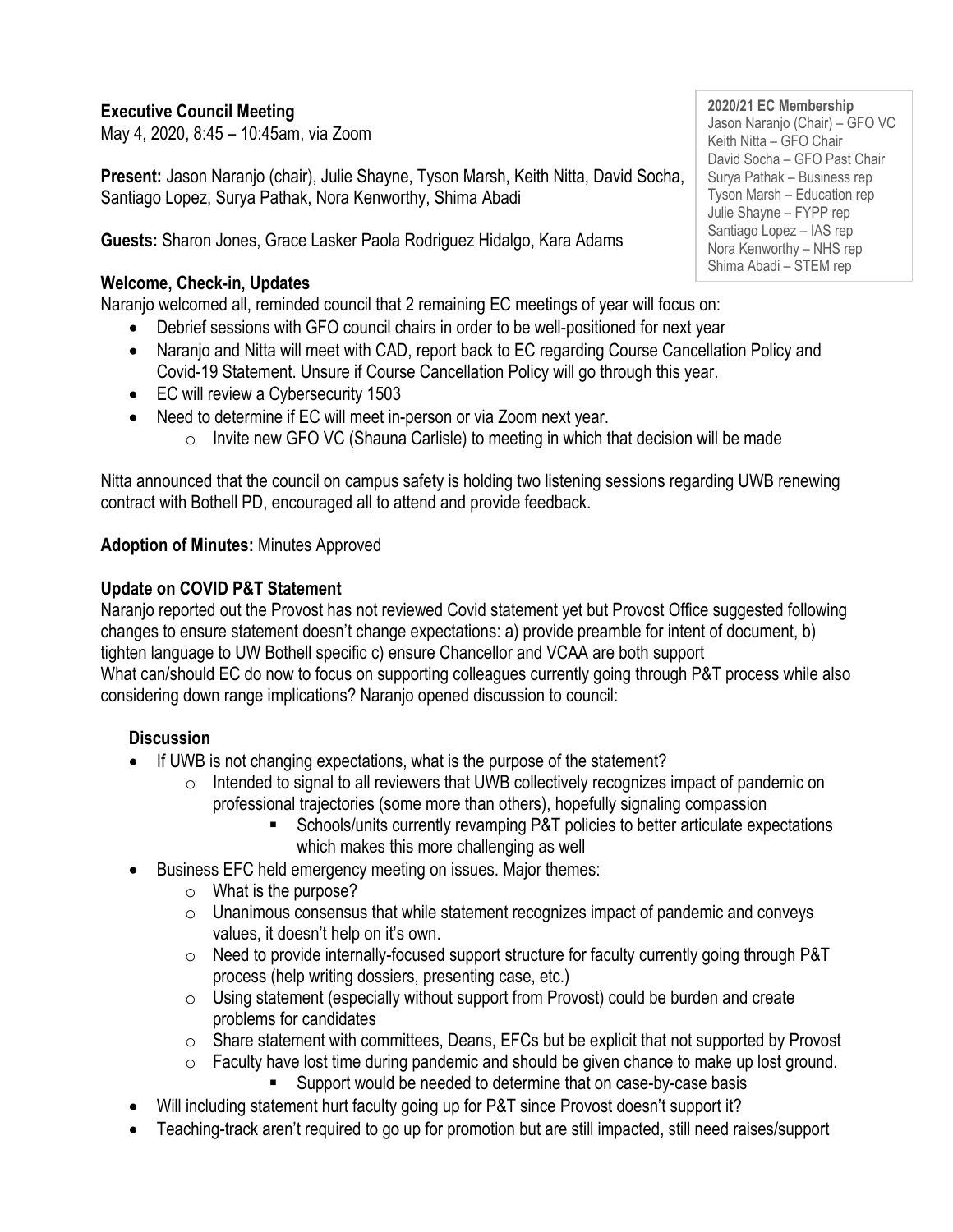**Executive Council Meeting**
May 4, 2020, 8:45 – 10:45am, via Zoom

**Present:** Jason Naranjo (chair), Julie Shayne, Tyson Marsh, Keith Nitta, David Socha, Santiago Lopez, Surya Pathak, Nora Kenworthy, Shima Abadi

**Guests:** Sharon Jones, Grace Lasker Paola Rodriguez Hidalgo, Kara Adams

**2020/21 EC Membership**
Jason Naranjo (Chair) – GFO VC
Keith Nitta – GFO Chair
David Socha – GFO Past Chair
Surya Pathak – Business rep
Tyson Marsh – Education rep
Julie Shayne – FYPP rep
Santiago Lopez – IAS rep
Nora Kenworthy – NHS rep
Shima Abadi – STEM rep

**Welcome, Check-in, Updates**

Naranjo welcomed all, reminded council that 2 remaining EC meetings of year will focus on:

- Debrief sessions with GFO council chairs in order to be well-positioned for next year
- Naranjo and Nitta will meet with CAD, report back to EC regarding Course Cancellation Policy and Covid-19 Statement. Unsure if Course Cancellation Policy will go through this year.
- EC will review a Cybersecurity 1503
- Need to determine if EC will meet in-person or via Zoom next year.
  - Invite new GFO VC (Shauna Carlisle) to meeting in which that decision will be made

Nitta announced that the council on campus safety is holding two listening sessions regarding UWB renewing contract with Bothell PD, encouraged all to attend and provide feedback.

**Adoption of Minutes:** Minutes Approved

**Update on COVID P&T Statement**

Naranjo reported out the Provost has not reviewed Covid statement yet but Provost Office suggested following changes to ensure statement doesn't change expectations: a) provide preamble for intent of document, b) tighten language to UW Bothell specific c) ensure Chancellor and VCAA are both support
What can/should EC do now to focus on supporting colleagues currently going through P&T process while also considering down range implications? Naranjo opened discussion to council:

**Discussion**

- If UWB is not changing expectations, what is the purpose of the statement?
  - Intended to signal to all reviewers that UWB collectively recognizes impact of pandemic on professional trajectories (some more than others), hopefully signaling compassion
    - Schools/units currently revamping P&T policies to better articulate expectations which makes this more challenging as well
- Business EFC held emergency meeting on issues. Major themes:
  - What is the purpose?
  - Unanimous consensus that while statement recognizes impact of pandemic and conveys values, it doesn't help on it's own.
  - Need to provide internally-focused support structure for faculty currently going through P&T process (help writing dossiers, presenting case, etc.)
  - Using statement (especially without support from Provost) could be burden and create problems for candidates
  - Share statement with committees, Deans, EFCs but be explicit that not supported by Provost
  - Faculty have lost time during pandemic and should be given chance to make up lost ground.
    - Support would be needed to determine that on case-by-case basis
- Will including statement hurt faculty going up for P&T since Provost doesn't support it?
- Teaching-track aren't required to go up for promotion but are still impacted, still need raises/support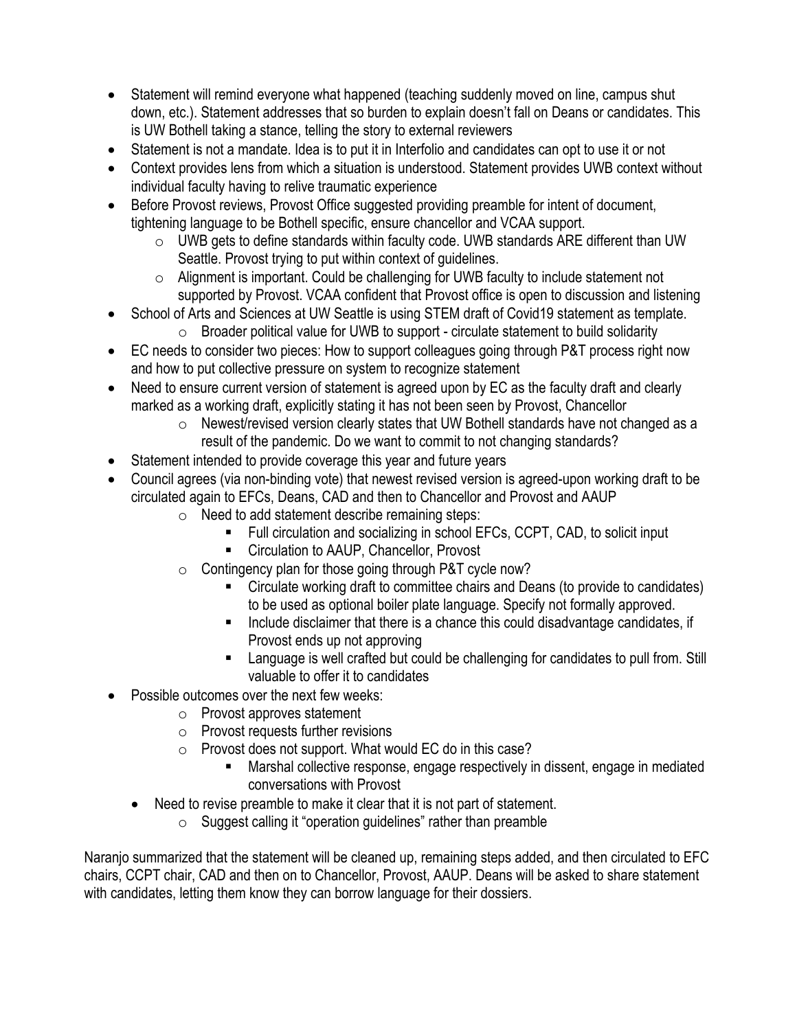- Statement will remind everyone what happened (teaching suddenly moved on line, campus shut down, etc.). Statement addresses that so burden to explain doesn't fall on Deans or candidates. This is UW Bothell taking a stance, telling the story to external reviewers
- Statement is not a mandate. Idea is to put it in Interfolio and candidates can opt to use it or not
- Context provides lens from which a situation is understood. Statement provides UWB context without individual faculty having to relive traumatic experience
- Before Provost reviews, Provost Office suggested providing preamble for intent of document, tightening language to be Bothell specific, ensure chancellor and VCAA support.
    - UWB gets to define standards within faculty code. UWB standards ARE different than UW Seattle. Provost trying to put within context of guidelines.
    - Alignment is important. Could be challenging for UWB faculty to include statement not supported by Provost. VCAA confident that Provost office is open to discussion and listening
- School of Arts and Sciences at UW Seattle is using STEM draft of Covid19 statement as template.
    - Broader political value for UWB to support - circulate statement to build solidarity
- EC needs to consider two pieces: How to support colleagues going through P&T process right now and how to put collective pressure on system to recognize statement
- Need to ensure current version of statement is agreed upon by EC as the faculty draft and clearly marked as a working draft, explicitly stating it has not been seen by Provost, Chancellor
    - Newest/revised version clearly states that UW Bothell standards have not changed as a result of the pandemic. Do we want to commit to not changing standards?
- Statement intended to provide coverage this year and future years
- Council agrees (via non-binding vote) that newest revised version is agreed-upon working draft to be circulated again to EFCs, Deans, CAD and then to Chancellor and Provost and AAUP
    - Need to add statement describe remaining steps:
        - Full circulation and socializing in school EFCs, CCPT, CAD, to solicit input
        - Circulation to AAUP, Chancellor, Provost
    - Contingency plan for those going through P&T cycle now?
        - Circulate working draft to committee chairs and Deans (to provide to candidates) to be used as optional boiler plate language. Specify not formally approved.
        - Include disclaimer that there is a chance this could disadvantage candidates, if Provost ends up not approving
        - Language is well crafted but could be challenging for candidates to pull from. Still valuable to offer it to candidates
- Possible outcomes over the next few weeks:
    - Provost approves statement
    - Provost requests further revisions
    - Provost does not support. What would EC do in this case?
        - Marshal collective response, engage respectively in dissent, engage in mediated conversations with Provost
- Need to revise preamble to make it clear that it is not part of statement.
    - Suggest calling it "operation guidelines" rather than preamble

Naranjo summarized that the statement will be cleaned up, remaining steps added, and then circulated to EFC chairs, CCPT chair, CAD and then on to Chancellor, Provost, AAUP. Deans will be asked to share statement with candidates, letting them know they can borrow language for their dossiers.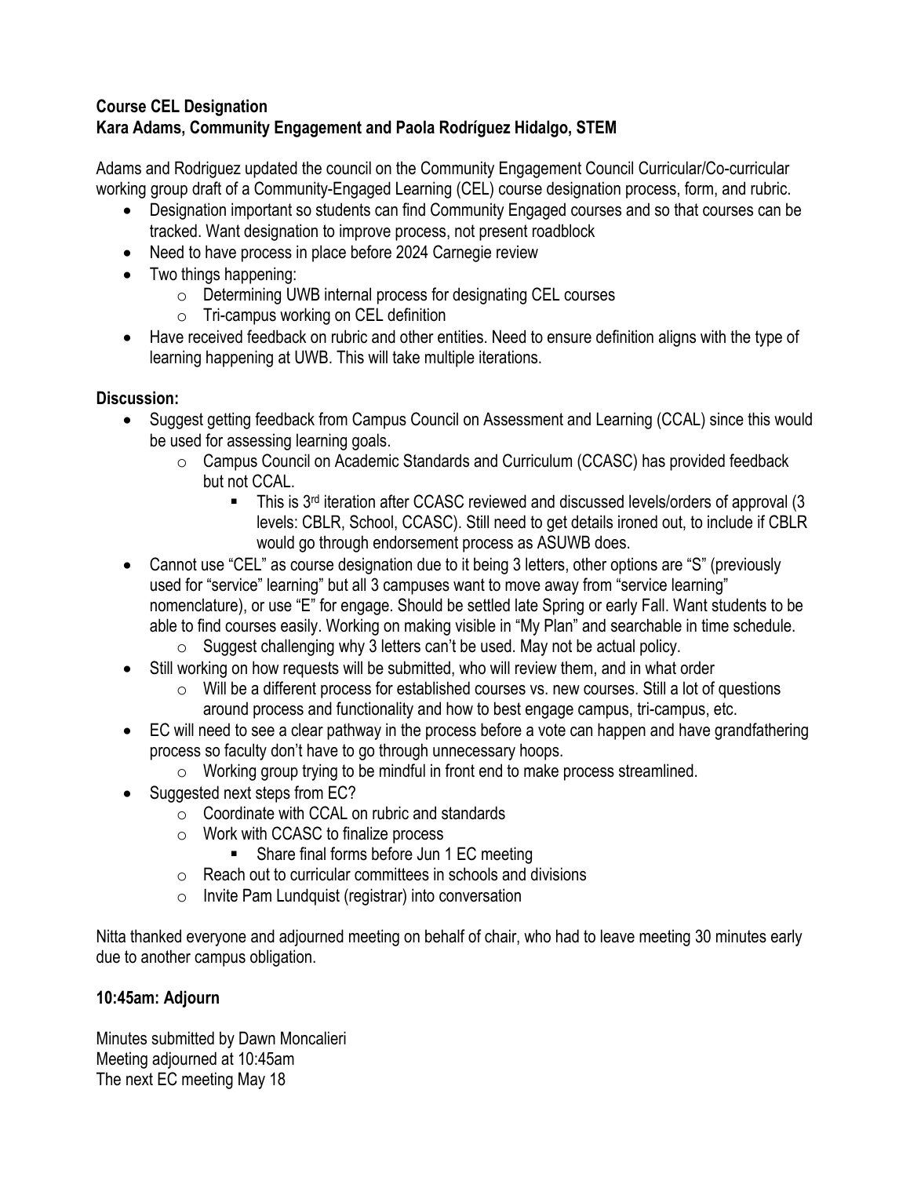**Course CEL Designation**
**Kara Adams, Community Engagement and Paola Rodríguez Hidalgo, STEM**

Adams and Rodriguez updated the council on the Community Engagement Council Curricular/Co-curricular working group draft of a Community-Engaged Learning (CEL) course designation process, form, and rubric.

- Designation important so students can find Community Engaged courses and so that courses can be tracked. Want designation to improve process, not present roadblock
- Need to have process in place before 2024 Carnegie review
- Two things happening:
  - Determining UWB internal process for designating CEL courses
  - Tri-campus working on CEL definition
- Have received feedback on rubric and other entities. Need to ensure definition aligns with the type of learning happening at UWB. This will take multiple iterations.

**Discussion:**

- Suggest getting feedback from Campus Council on Assessment and Learning (CCAL) since this would be used for assessing learning goals.
  - Campus Council on Academic Standards and Curriculum (CCASC) has provided feedback but not CCAL.
    - This is 3rd iteration after CCASC reviewed and discussed levels/orders of approval (3 levels: CBLR, School, CCASC). Still need to get details ironed out, to include if CBLR would go through endorsement process as ASUWB does.
- Cannot use "CEL" as course designation due to it being 3 letters, other options are "S" (previously used for "service" learning" but all 3 campuses want to move away from "service learning" nomenclature), or use "E" for engage. Should be settled late Spring or early Fall. Want students to be able to find courses easily. Working on making visible in "My Plan" and searchable in time schedule.
  - Suggest challenging why 3 letters can't be used. May not be actual policy.
- Still working on how requests will be submitted, who will review them, and in what order
  - Will be a different process for established courses vs. new courses. Still a lot of questions around process and functionality and how to best engage campus, tri-campus, etc.
- EC will need to see a clear pathway in the process before a vote can happen and have grandfathering process so faculty don't have to go through unnecessary hoops.
  - Working group trying to be mindful in front end to make process streamlined.
- Suggested next steps from EC?
  - Coordinate with CCAL on rubric and standards
  - Work with CCASC to finalize process
    - Share final forms before Jun 1 EC meeting
  - Reach out to curricular committees in schools and divisions
  - Invite Pam Lundquist (registrar) into conversation

Nitta thanked everyone and adjourned meeting on behalf of chair, who had to leave meeting 30 minutes early due to another campus obligation.

**10:45am: Adjourn**

Minutes submitted by Dawn Moncalieri
Meeting adjourned at 10:45am
The next EC meeting May 18